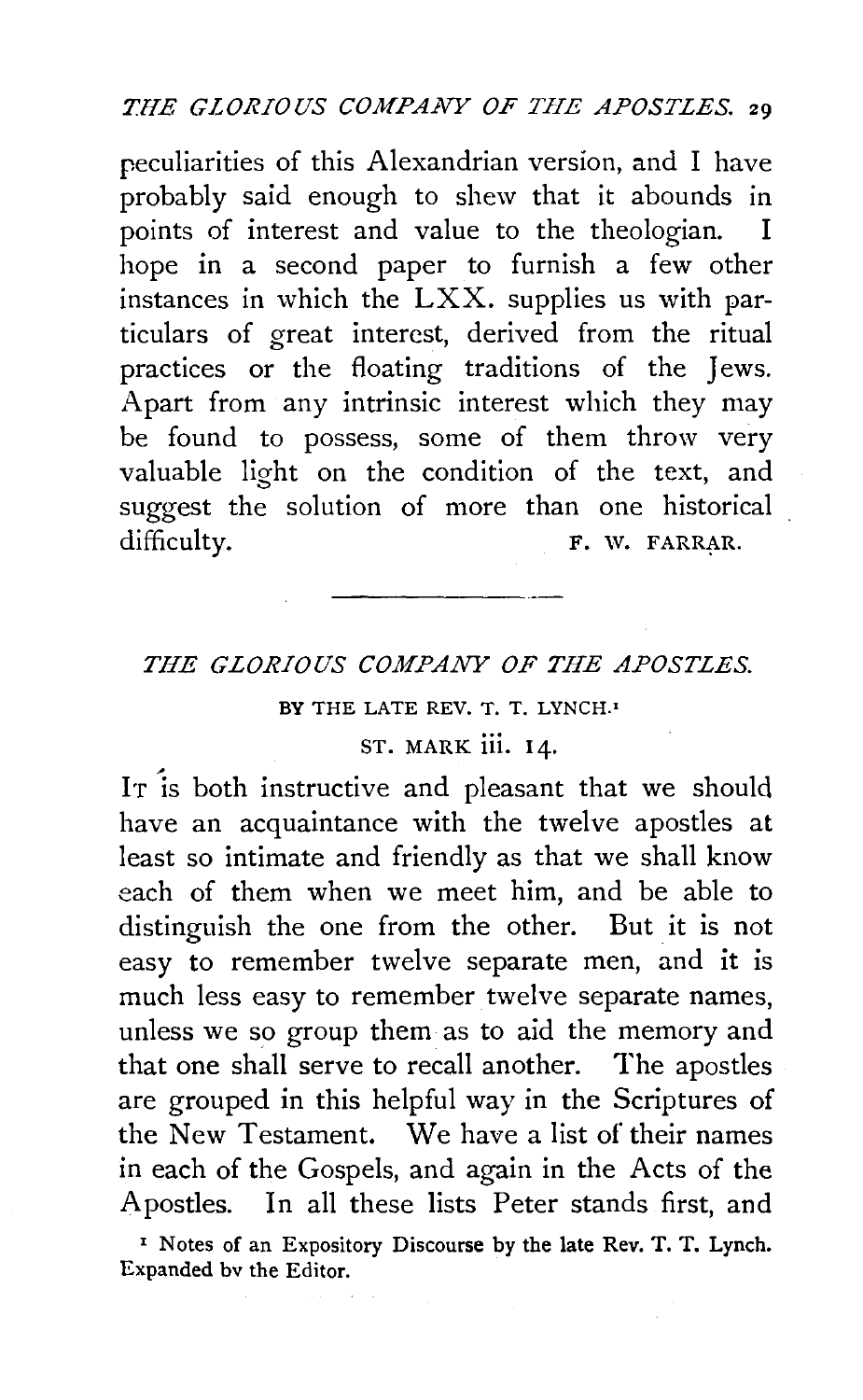peculiarities of this Alexandrian version, and I have probably said enough to shew that it abounds in points of interest and value to the theologian. I hope in a second paper to furnish a few other instances in which the LXX. supplies us with particulars of great interest, derived from the ritual practices or the floating traditions of the Jews. Apart from any intrinsic interest which they may be found to possess, some of them throw very valuable light on the condition of the text, and suggest the solution of more than one historical difficulty.

F. W. FARRAR.

---

## *THE GLORIOUS COMPANY OF THE APOSTLES.*

BY THE LATE REV. T. T. LYNCH.[1]

ST. MARK iii. 14.

IT is both instructive and pleasant that we should have an acquaintance with the twelve apostles at least so intimate and friendly as that we shall know each of them when we meet him, and be able to distinguish the one from the other. But it is not easy to remember twelve separate men, and it is much less easy to remember twelve separate names, unless we so group them as to aid the memory and that one shall serve to recall another. The apostles are grouped in this helpful way in the Scriptures of the New Testament. We have a list of their names in each of the Gospels, and again in the Acts of the Apostles. In all these lists Peter stands first, and

[1] Notes of an Expository Discourse by the late Rev. T. T. Lynch. Expanded by the Editor.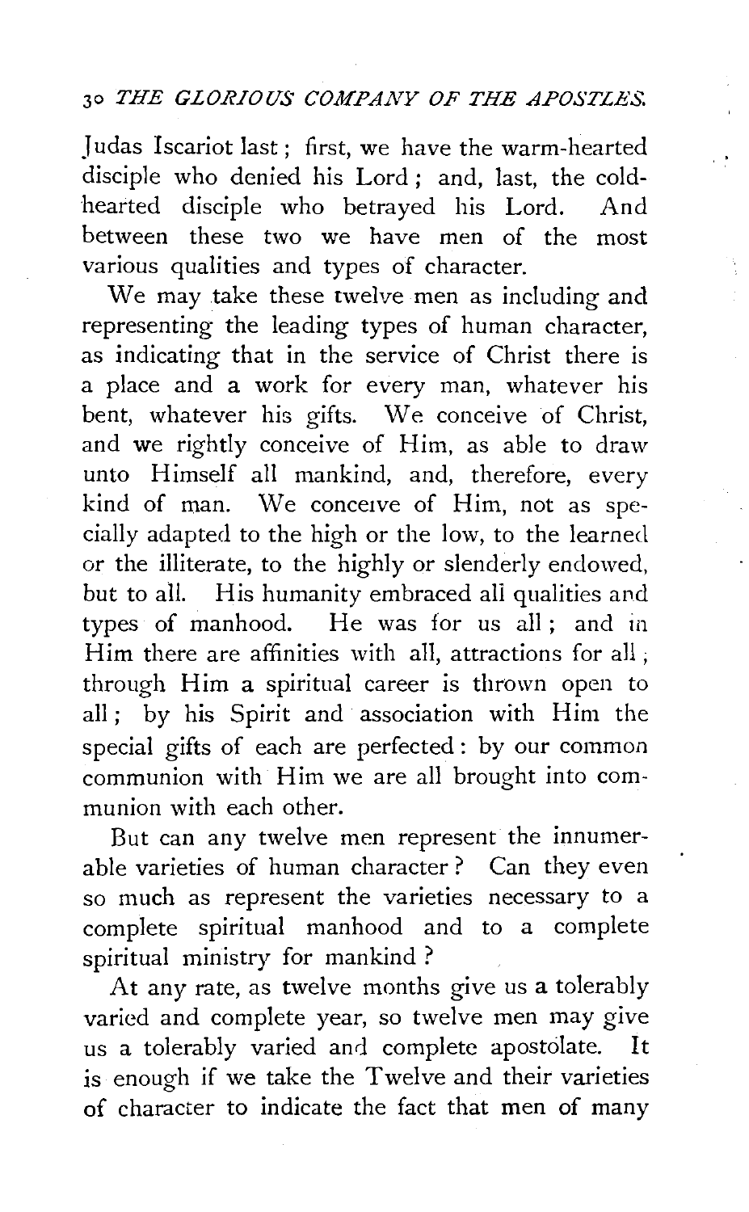Judas Iscariot last; first, we have the warm-hearted disciple who denied his Lord; and, last, the cold-hearted disciple who betrayed his Lord. And between these two we have men of the most various qualities and types of character.

We may take these twelve men as including and representing the leading types of human character, as indicating that in the service of Christ there is a place and a work for every man, whatever his bent, whatever his gifts. We conceive of Christ, and we rightly conceive of Him, as able to draw unto Himself all mankind, and, therefore, every kind of man. We conceive of Him, not as specially adapted to the high or the low, to the learned or the illiterate, to the highly or slenderly endowed, but to all. His humanity embraced all qualities and types of manhood. He was for us all; and in Him there are affinities with all, attractions for all; through Him a spiritual career is thrown open to all; by his Spirit and association with Him the special gifts of each are perfected: by our common communion with Him we are all brought into communion with each other.

But can any twelve men represent the innumerable varieties of human character? Can they even so much as represent the varieties necessary to a complete spiritual manhood and to a complete spiritual ministry for mankind?

At any rate, as twelve months give us a tolerably varied and complete year, so twelve men may give us a tolerably varied and complete apostolate. It is enough if we take the Twelve and their varieties of character to indicate the fact that men of many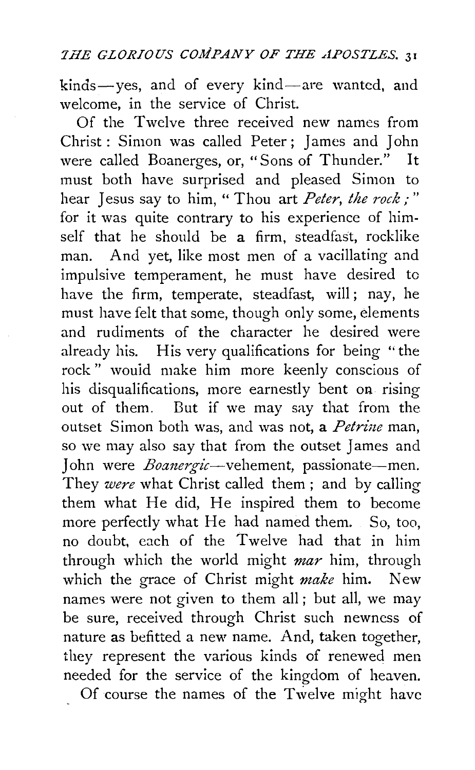kinds—yes, and of every kind—are wanted, and welcome, in the service of Christ.

Of the Twelve three received new names from Christ: Simon was called Peter; James and John were called Boanerges, or, "Sons of Thunder." It must both have surprised and pleased Simon to hear Jesus say to him, "Thou art *Peter, the rock;*" for it was quite contrary to his experience of himself that he should be a firm, steadfast, rocklike man. And yet, like most men of a vacillating and impulsive temperament, he must have desired to have the firm, temperate, steadfast, will; nay, he must have felt that some, though only some, elements and rudiments of the character he desired were already his. His very qualifications for being "the rock" would make him more keenly conscious of his disqualifications, more earnestly bent on rising out of them. But if we may say that from the outset Simon both was, and was not, a *Petrine* man, so we may also say that from the outset James and John were *Boanergic*—vehement, passionate—men. They *were* what Christ called them; and by calling them what He did, He inspired them to become more perfectly what He had named them. So, too, no doubt, each of the Twelve had that in him through which the world might *mar* him, through which the grace of Christ might *make* him. New names were not given to them all; but all, we may be sure, received through Christ such newness of nature as befitted a new name. And, taken together, they represent the various kinds of renewed men needed for the service of the kingdom of heaven.

Of course the names of the Twelve might have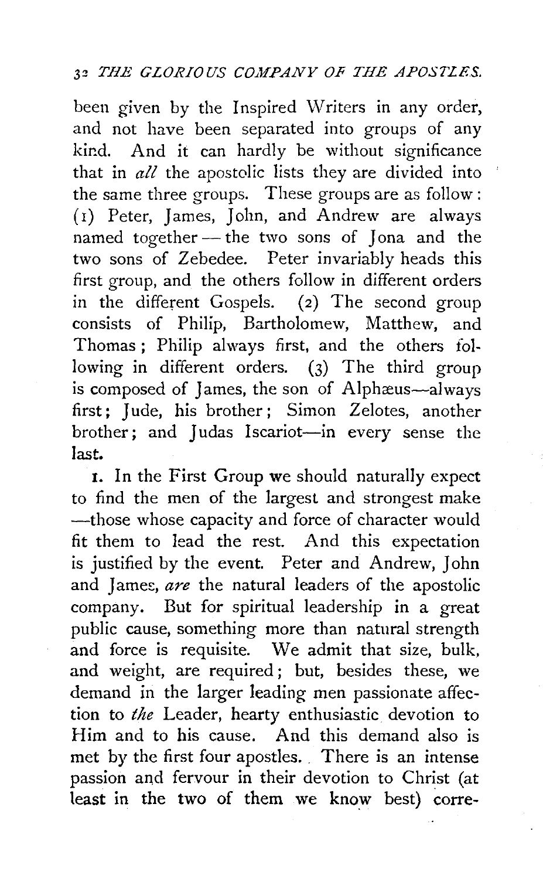been given by the Inspired Writers in any order, and not have been separated into groups of any kind. And it can hardly be without significance that in *all* the apostolic lists they are divided into the same three groups. These groups are as follow: (1) Peter, James, John, and Andrew are always named together — the two sons of Jona and the two sons of Zebedee. Peter invariably heads this first group, and the others follow in different orders in the different Gospels. (2) The second group consists of Philip, Bartholomew, Matthew, and Thomas; Philip always first, and the others following in different orders. (3) The third group is composed of James, the son of Alphæus—always first; Jude, his brother; Simon Zelotes, another brother; and Judas Iscariot—in every sense the last.

1. In the First Group we should naturally expect to find the men of the largest and strongest make —those whose capacity and force of character would fit them to lead the rest. And this expectation is justified by the event. Peter and Andrew, John and James, *are* the natural leaders of the apostolic company. But for spiritual leadership in a great public cause, something more than natural strength and force is requisite. We admit that size, bulk, and weight, are required; but, besides these, we demand in the larger leading men passionate affection to *the* Leader, hearty enthusiastic devotion to Him and to his cause. And this demand also is met by the first four apostles. There is an intense passion and fervour in their devotion to Christ (at least in the two of them we know best) corre-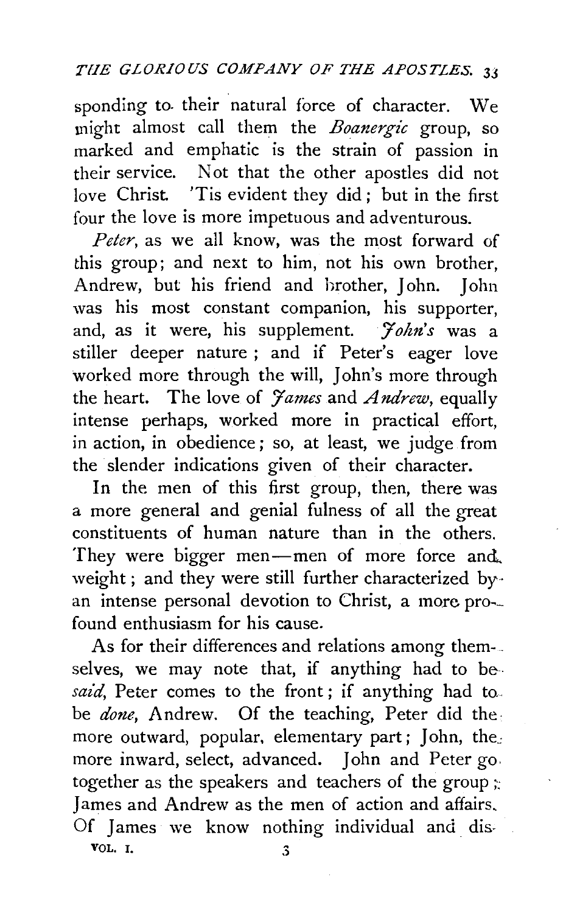sponding to their natural force of character. We might almost call them the *Boanergic* group, so marked and emphatic is the strain of passion in their service. Not that the other apostles did not love Christ. 'Tis evident they did; but in the first four the love is more impetuous and adventurous.

*Peter*, as we all know, was the most forward of this group; and next to him, not his own brother, Andrew, but his friend and brother, John. John was his most constant companion, his supporter, and, as it were, his supplement. *John's* was a stiller deeper nature; and if Peter's eager love worked more through the will, John's more through the heart. The love of *James* and *Andrew*, equally intense perhaps, worked more in practical effort, in action, in obedience; so, at least, we judge from the slender indications given of their character.

In the men of this first group, then, there was a more general and genial fulness of all the great constituents of human nature than in the others. They were bigger men—men of more force and weight; and they were still further characterized by an intense personal devotion to Christ, a more profound enthusiasm for his cause.

As for their differences and relations among themselves, we may note that, if anything had to be *said*, Peter comes to the front; if anything had to be *done*, Andrew. Of the teaching, Peter did the more outward, popular, elementary part; John, the more inward, select, advanced. John and Peter go together as the speakers and teachers of the group; James and Andrew as the men of action and affairs. Of James we know nothing individual and dis-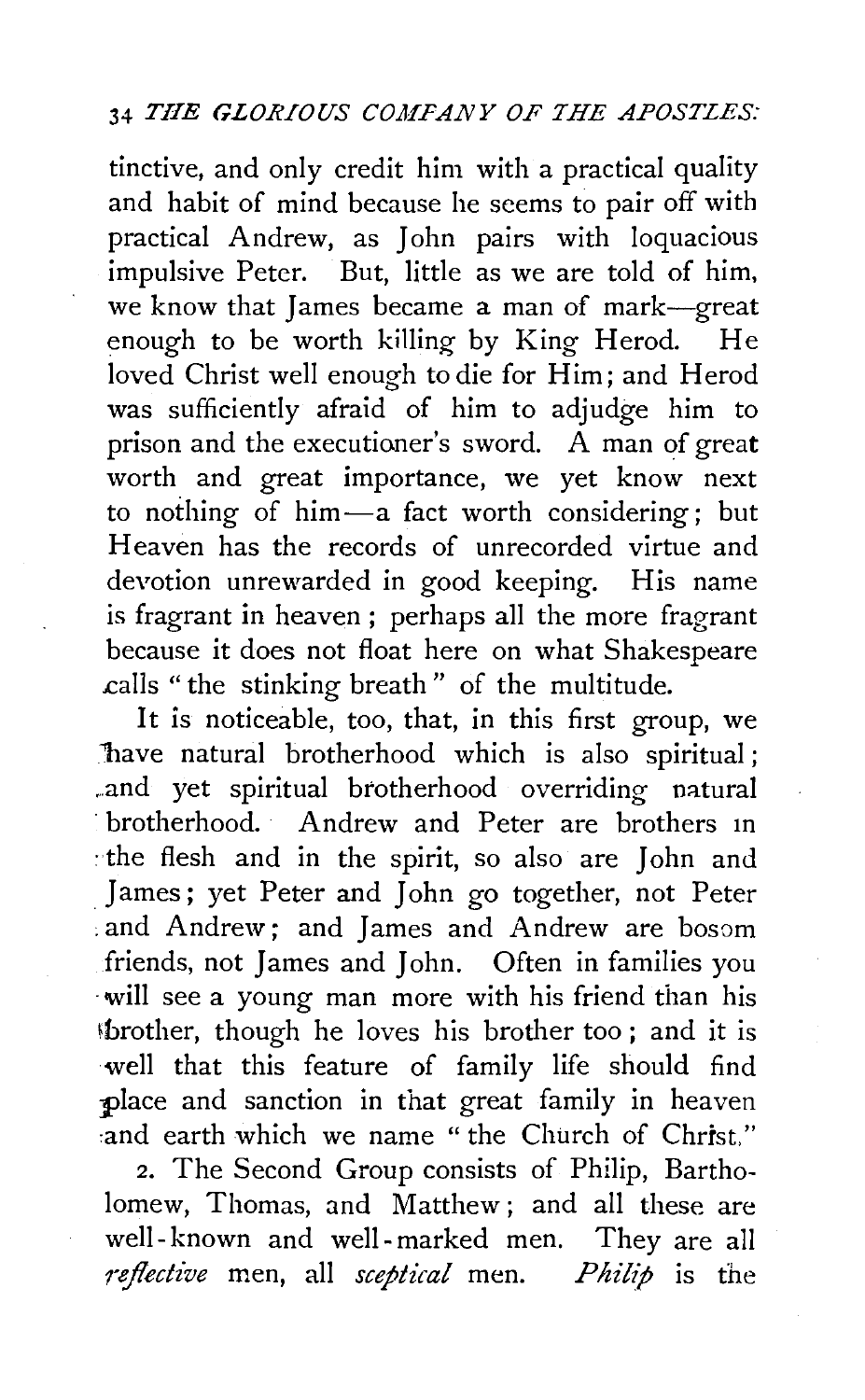tinctive, and only credit him with a practical quality and habit of mind because he seems to pair off with practical Andrew, as John pairs with loquacious impulsive Peter. But, little as we are told of him, we know that James became a man of mark—great enough to be worth killing by King Herod. He loved Christ well enough to die for Him; and Herod was sufficiently afraid of him to adjudge him to prison and the executioner's sword. A man of great worth and great importance, we yet know next to nothing of him—a fact worth considering; but Heaven has the records of unrecorded virtue and devotion unrewarded in good keeping. His name is fragrant in heaven; perhaps all the more fragrant because it does not float here on what Shakespeare calls "the stinking breath" of the multitude.

It is noticeable, too, that, in this first group, we have natural brotherhood which is also spiritual; and yet spiritual brotherhood overriding natural brotherhood. Andrew and Peter are brothers in the flesh and in the spirit, so also are John and James; yet Peter and John go together, not Peter and Andrew; and James and Andrew are bosom friends, not James and John. Often in families you will see a young man more with his friend than his brother, though he loves his brother too; and it is well that this feature of family life should find place and sanction in that great family in heaven and earth which we name "the Church of Christ."

2. The Second Group consists of Philip, Bartholomew, Thomas, and Matthew; and all these are well-known and well-marked men. They are all *reflective* men, all *sceptical* men. *Philip* is the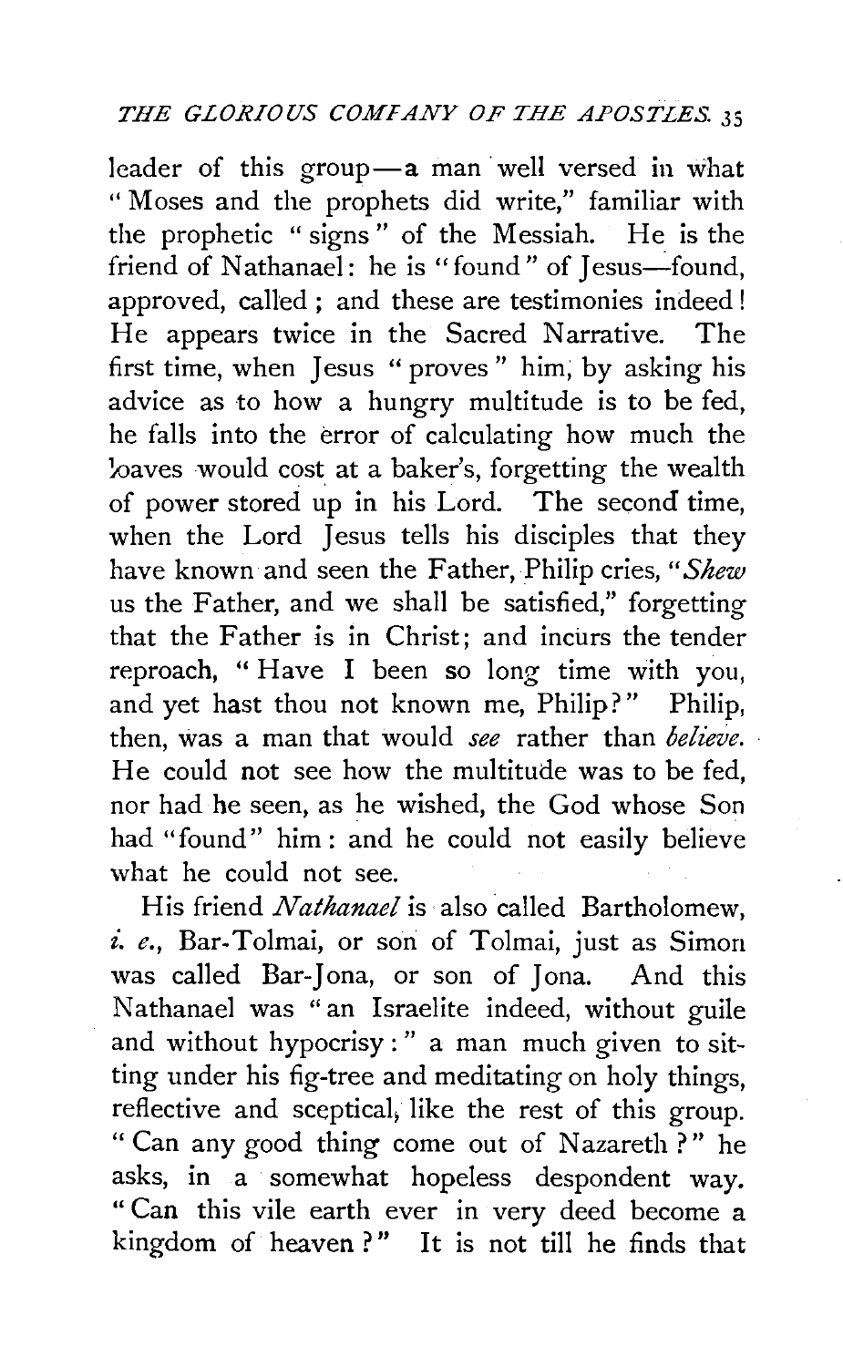leader of this group—a man well versed in what "Moses and the prophets did write," familiar with the prophetic "signs" of the Messiah. He is the friend of Nathanael: he is "found" of Jesus—found, approved, called; and these are testimonies indeed! He appears twice in the Sacred Narrative. The first time, when Jesus "proves" him, by asking his advice as to how a hungry multitude is to be fed, he falls into the error of calculating how much the loaves would cost at a baker's, forgetting the wealth of power stored up in his Lord. The second time, when the Lord Jesus tells his disciples that they have known and seen the Father, Philip cries, "*Shew* us the Father, and we shall be satisfied," forgetting that the Father is in Christ; and incurs the tender reproach, "Have I been so long time with you, and yet hast thou not known me, Philip?" Philip, then, was a man that would *see* rather than *believe*. He could not see how the multitude was to be fed, nor had he seen, as he wished, the God whose Son had "found" him: and he could not easily believe what he could not see.

His friend *Nathanael* is also called Bartholomew, *i. e.*, Bar-Tolmai, or son of Tolmai, just as Simon was called Bar-Jona, or son of Jona. And this Nathanael was "an Israelite indeed, without guile and without hypocrisy:" a man much given to sitting under his fig-tree and meditating on holy things, reflective and sceptical, like the rest of this group. "Can any good thing come out of Nazareth?" he asks, in a somewhat hopeless despondent way. "Can this vile earth ever in very deed become a kingdom of heaven?" It is not till he finds that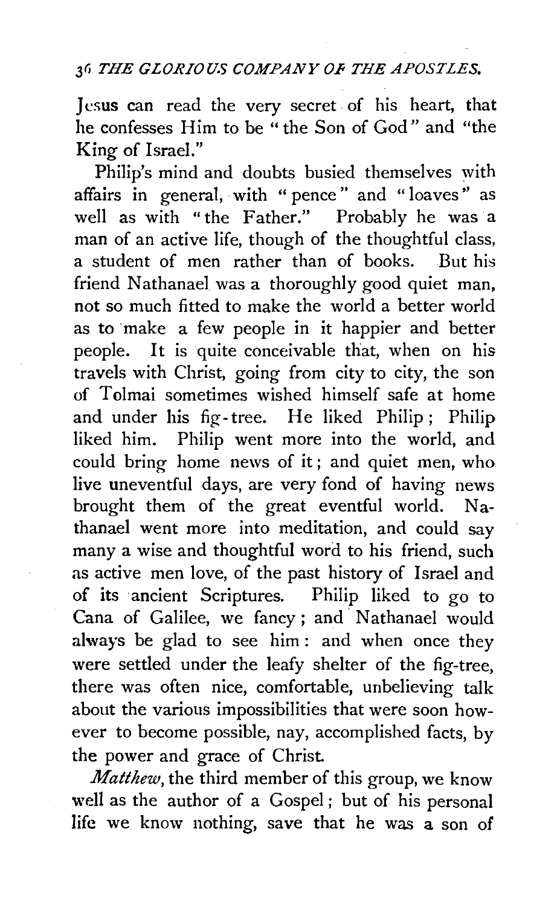Jesus can read the very secret of his heart, that he confesses Him to be "the Son of God" and "the King of Israel."

Philip's mind and doubts busied themselves with affairs in general, with "pence" and "loaves" as well as with "the Father." Probably he was a man of an active life, though of the thoughtful class, a student of men rather than of books. But his friend Nathanael was a thoroughly good quiet man, not so much fitted to make the world a better world as to make a few people in it happier and better people. It is quite conceivable that, when on his travels with Christ, going from city to city, the son of Tolmai sometimes wished himself safe at home and under his fig-tree. He liked Philip; Philip liked him. Philip went more into the world, and could bring home news of it; and quiet men, who live uneventful days, are very fond of having news brought them of the great eventful world. Nathanael went more into meditation, and could say many a wise and thoughtful word to his friend, such as active men love, of the past history of Israel and of its ancient Scriptures. Philip liked to go to Cana of Galilee, we fancy; and Nathanael would always be glad to see him: and when once they were settled under the leafy shelter of the fig-tree, there was often nice, comfortable, unbelieving talk about the various impossibilities that were soon however to become possible, nay, accomplished facts, by the power and grace of Christ.

*Matthew*, the third member of this group, we know well as the author of a Gospel; but of his personal life we know nothing, save that he was a son of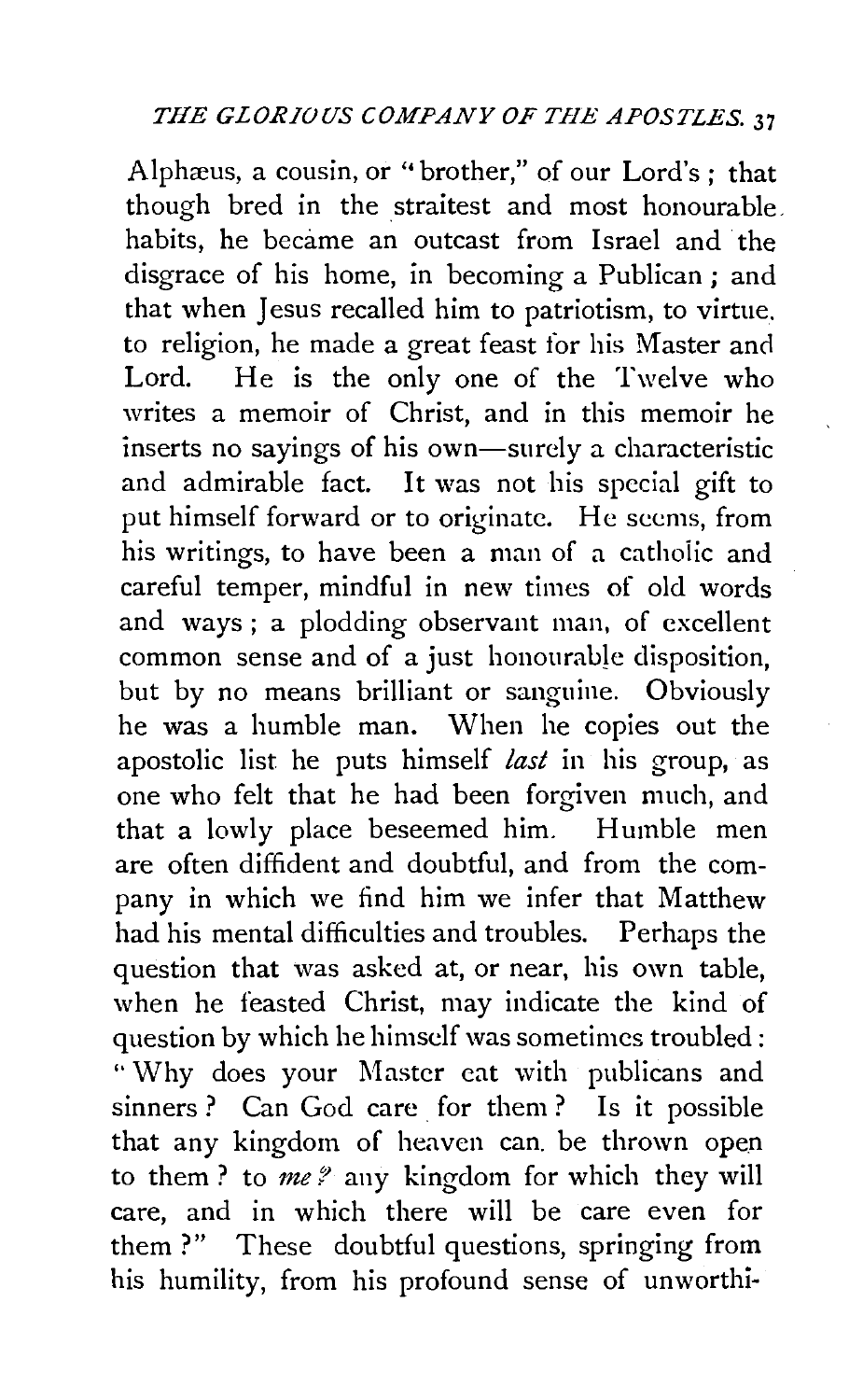Alphæus, a cousin, or "brother," of our Lord's; that though bred in the straitest and most honourable habits, he became an outcast from Israel and the disgrace of his home, in becoming a Publican; and that when Jesus recalled him to patriotism, to virtue, to religion, he made a great feast for his Master and Lord. He is the only one of the Twelve who writes a memoir of Christ, and in this memoir he inserts no sayings of his own—surely a characteristic and admirable fact. It was not his special gift to put himself forward or to originate. He seems, from his writings, to have been a man of a catholic and careful temper, mindful in new times of old words and ways; a plodding observant man, of excellent common sense and of a just honourable disposition, but by no means brilliant or sanguine. Obviously he was a humble man. When he copies out the apostolic list he puts himself *last* in his group, as one who felt that he had been forgiven much, and that a lowly place beseemed him. Humble men are often diffident and doubtful, and from the company in which we find him we infer that Matthew had his mental difficulties and troubles. Perhaps the question that was asked at, or near, his own table, when he feasted Christ, may indicate the kind of question by which he himself was sometimes troubled: "Why does your Master eat with publicans and sinners? Can God care for them? Is it possible that any kingdom of heaven can be thrown open to them? to *me?* any kingdom for which they will care, and in which there will be care even for them?" These doubtful questions, springing from his humility, from his profound sense of unworthi-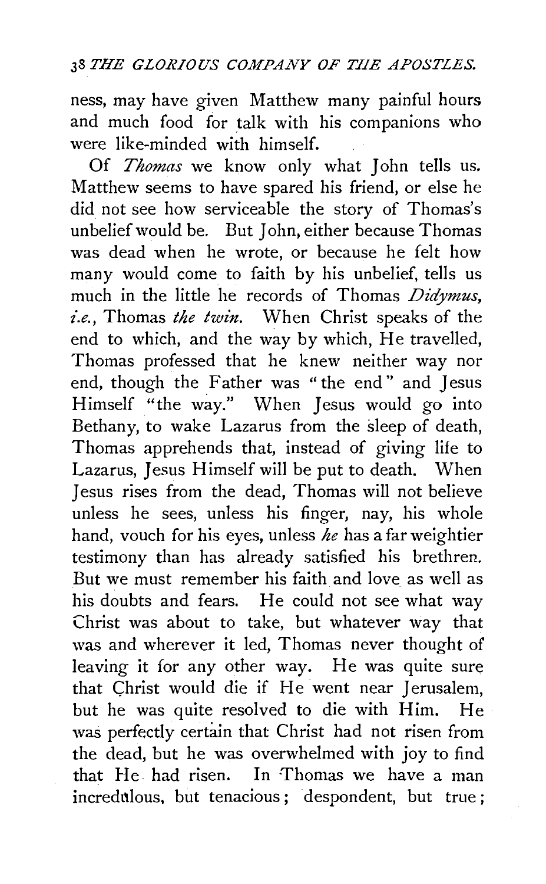ness, may have given Matthew many painful hours and much food for talk with his companions who were like-minded with himself.

Of *Thomas* we know only what John tells us. Matthew seems to have spared his friend, or else he did not see how serviceable the story of Thomas's unbelief would be. But John, either because Thomas was dead when he wrote, or because he felt how many would come to faith by his unbelief, tells us much in the little he records of Thomas *Didymus, i.e.*, Thomas *the twin*. When Christ speaks of the end to which, and the way by which, He travelled, Thomas professed that he knew neither way nor end, though the Father was "the end" and Jesus Himself "the way." When Jesus would go into Bethany, to wake Lazarus from the sleep of death, Thomas apprehends that, instead of giving life to Lazarus, Jesus Himself will be put to death. When Jesus rises from the dead, Thomas will not believe unless he sees, unless his finger, nay, his whole hand, vouch for his eyes, unless *he* has a far weightier testimony than has already satisfied his brethren. But we must remember his faith and love as well as his doubts and fears. He could not see what way Christ was about to take, but whatever way that was and wherever it led, Thomas never thought of leaving it for any other way. He was quite sure that Christ would die if He went near Jerusalem, but he was quite resolved to die with Him. He was perfectly certain that Christ had not risen from the dead, but he was overwhelmed with joy to find that He had risen. In Thomas we have a man incredulous, but tenacious; despondent, but true;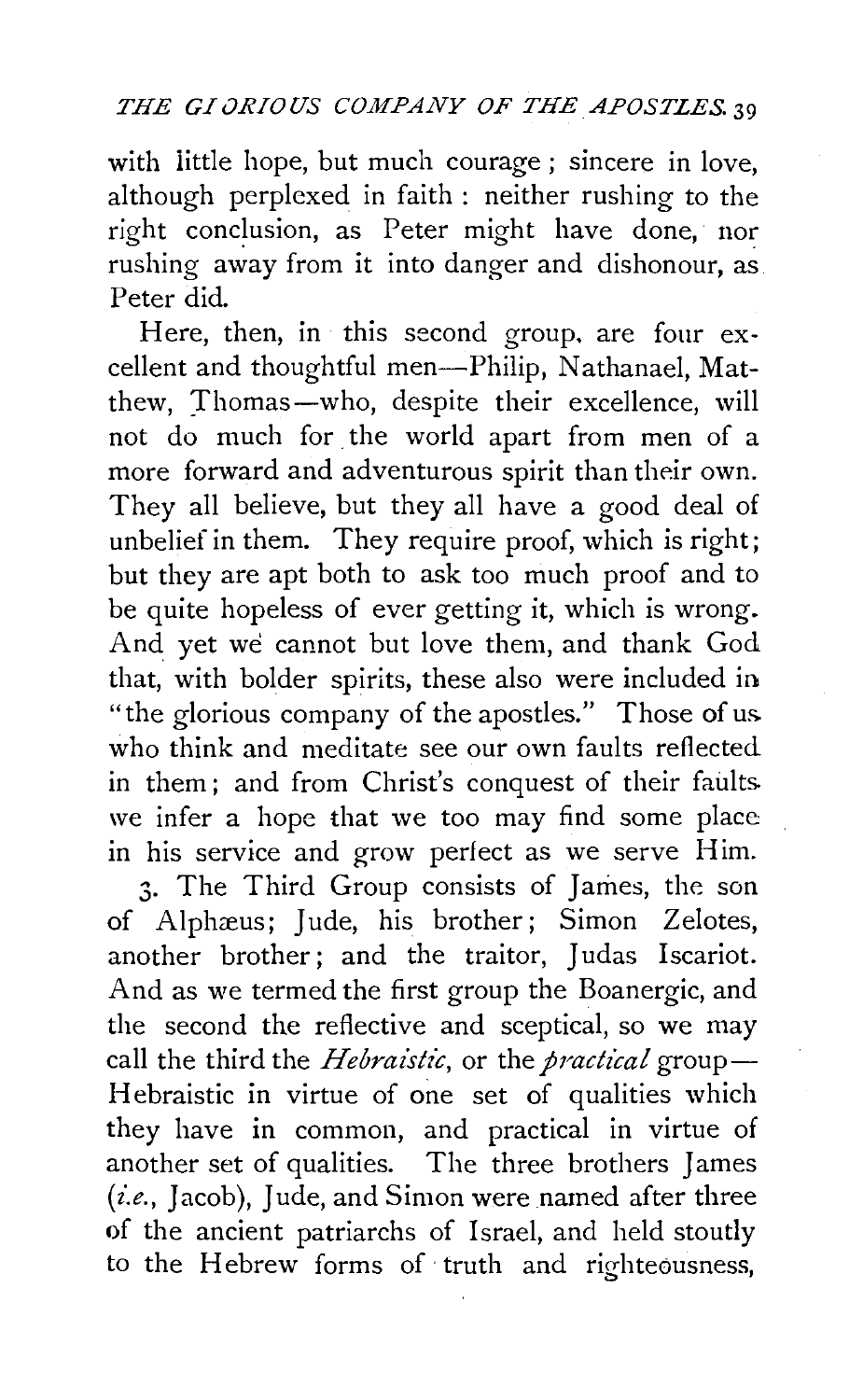with little hope, but much courage; sincere in love, although perplexed in faith: neither rushing to the right conclusion, as Peter might have done, nor rushing away from it into danger and dishonour, as Peter did.

Here, then, in this second group, are four excellent and thoughtful men—Philip, Nathanael, Matthew, Thomas—who, despite their excellence, will not do much for the world apart from men of a more forward and adventurous spirit than their own. They all believe, but they all have a good deal of unbelief in them. They require proof, which is right; but they are apt both to ask too much proof and to be quite hopeless of ever getting it, which is wrong. And yet we cannot but love them, and thank God that, with bolder spirits, these also were included in "the glorious company of the apostles." Those of us who think and meditate see our own faults reflected in them; and from Christ's conquest of their faults we infer a hope that we too may find some place in his service and grow perfect as we serve Him.

3. The Third Group consists of James, the son of Alphæus; Jude, his brother; Simon Zelotes, another brother; and the traitor, Judas Iscariot. And as we termed the first group the Boanergic, and the second the reflective and sceptical, so we may call the third the *Hebraistic*, or the *practical* group—Hebraistic in virtue of one set of qualities which they have in common, and practical in virtue of another set of qualities. The three brothers James (*i.e.*, Jacob), Jude, and Simon were named after three of the ancient patriarchs of Israel, and held stoutly to the Hebrew forms of truth and righteousness,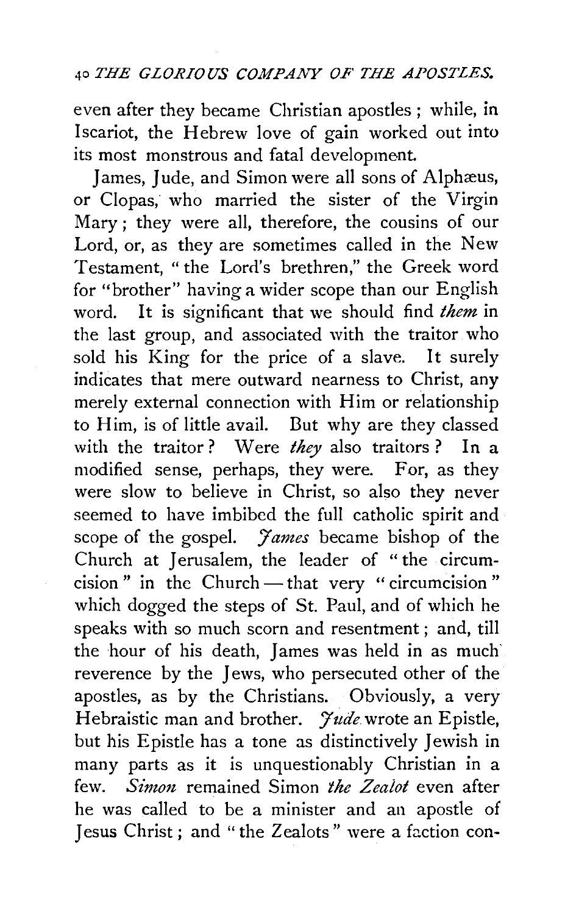even after they became Christian apostles; while, in Iscariot, the Hebrew love of gain worked out into its most monstrous and fatal development.

James, Jude, and Simon were all sons of Alphæus, or Clopas, who married the sister of the Virgin Mary; they were all, therefore, the cousins of our Lord, or, as they are sometimes called in the New Testament, "the Lord's brethren," the Greek word for "brother" having a wider scope than our English word. It is significant that we should find *them* in the last group, and associated with the traitor who sold his King for the price of a slave. It surely indicates that mere outward nearness to Christ, any merely external connection with Him or relationship to Him, is of little avail. But why are they classed with the traitor? Were *they* also traitors? In a modified sense, perhaps, they were. For, as they were slow to believe in Christ, so also they never seemed to have imbibed the full catholic spirit and scope of the gospel. *James* became bishop of the Church at Jerusalem, the leader of "the circumcision" in the Church — that very "circumcision" which dogged the steps of St. Paul, and of which he speaks with so much scorn and resentment; and, till the hour of his death, James was held in as much reverence by the Jews, who persecuted other of the apostles, as by the Christians. Obviously, a very Hebraistic man and brother. *Jude* wrote an Epistle, but his Epistle has a tone as distinctively Jewish in many parts as it is unquestionably Christian in a few. *Simon* remained Simon *the Zealot* even after he was called to be a minister and an apostle of Jesus Christ; and "the Zealots" were a faction con-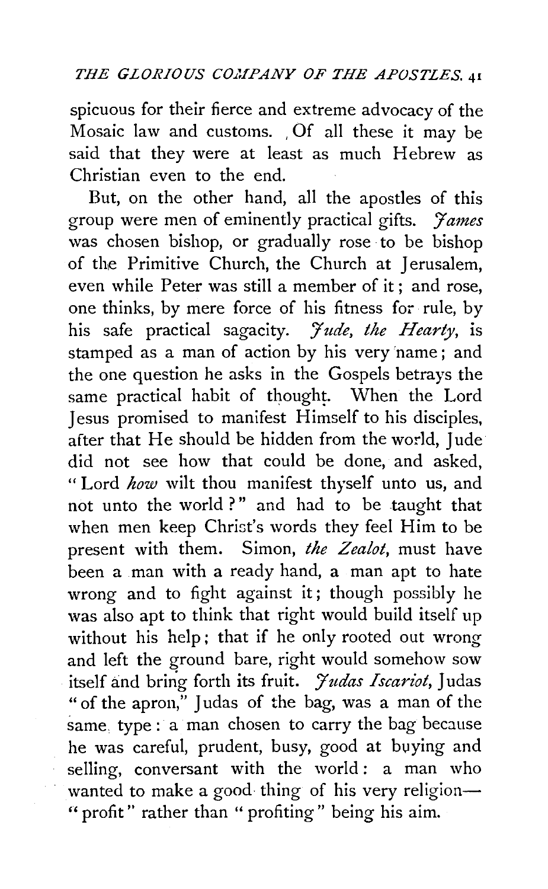spicuous for their fierce and extreme advocacy of the Mosaic law and customs. Of all these it may be said that they were at least as much Hebrew as Christian even to the end.

But, on the other hand, all the apostles of this group were men of eminently practical gifts. *James* was chosen bishop, or gradually rose to be bishop of the Primitive Church, the Church at Jerusalem, even while Peter was still a member of it; and rose, one thinks, by mere force of his fitness for rule, by his safe practical sagacity. *Jude, the Hearty*, is stamped as a man of action by his very name; and the one question he asks in the Gospels betrays the same practical habit of thought. When the Lord Jesus promised to manifest Himself to his disciples, after that He should be hidden from the world, Jude did not see how that could be done, and asked, "Lord *how* wilt thou manifest thyself unto us, and not unto the world?" and had to be taught that when men keep Christ's words they feel Him to be present with them. Simon, *the Zealot*, must have been a man with a ready hand, a man apt to hate wrong and to fight against it; though possibly he was also apt to think that right would build itself up without his help; that if he only rooted out wrong and left the ground bare, right would somehow sow itself and bring forth its fruit. *Judas Iscariot*, Judas "of the apron," Judas of the bag, was a man of the same type: a man chosen to carry the bag because he was careful, prudent, busy, good at buying and selling, conversant with the world: a man who wanted to make a good thing of his very religion—"profit" rather than "profiting" being his aim.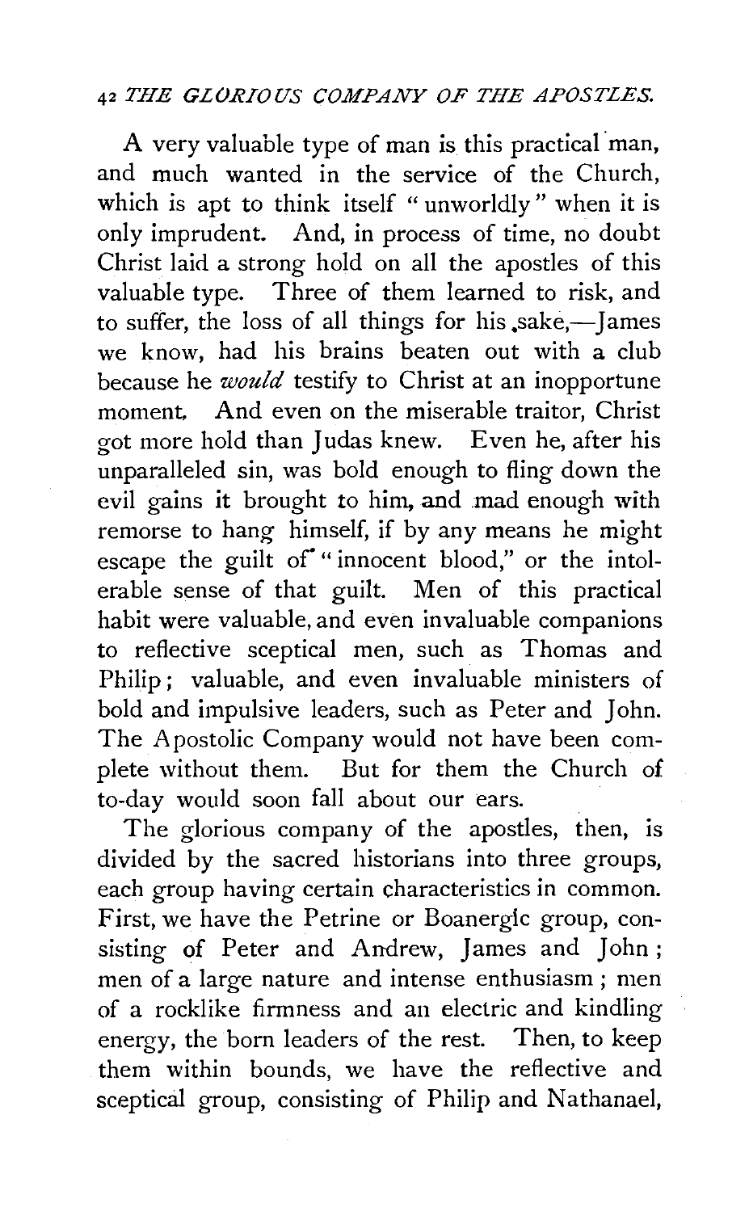A very valuable type of man is this practical man, and much wanted in the service of the Church, which is apt to think itself "unworldly" when it is only imprudent. And, in process of time, no doubt Christ laid a strong hold on all the apostles of this valuable type. Three of them learned to risk, and to suffer, the loss of all things for his sake,—James we know, had his brains beaten out with a club because he *would* testify to Christ at an inopportune moment. And even on the miserable traitor, Christ got more hold than Judas knew. Even he, after his unparalleled sin, was bold enough to fling down the evil gains it brought to him, and mad enough with remorse to hang himself, if by any means he might escape the guilt of "innocent blood," or the intolerable sense of that guilt. Men of this practical habit were valuable, and even invaluable companions to reflective sceptical men, such as Thomas and Philip; valuable, and even invaluable ministers of bold and impulsive leaders, such as Peter and John. The Apostolic Company would not have been complete without them. But for them the Church of to-day would soon fall about our ears.

The glorious company of the apostles, then, is divided by the sacred historians into three groups, each group having certain characteristics in common. First, we have the Petrine or Boanergic group, consisting of Peter and Andrew, James and John; men of a large nature and intense enthusiasm; men of a rocklike firmness and an electric and kindling energy, the born leaders of the rest. Then, to keep them within bounds, we have the reflective and sceptical group, consisting of Philip and Nathanael,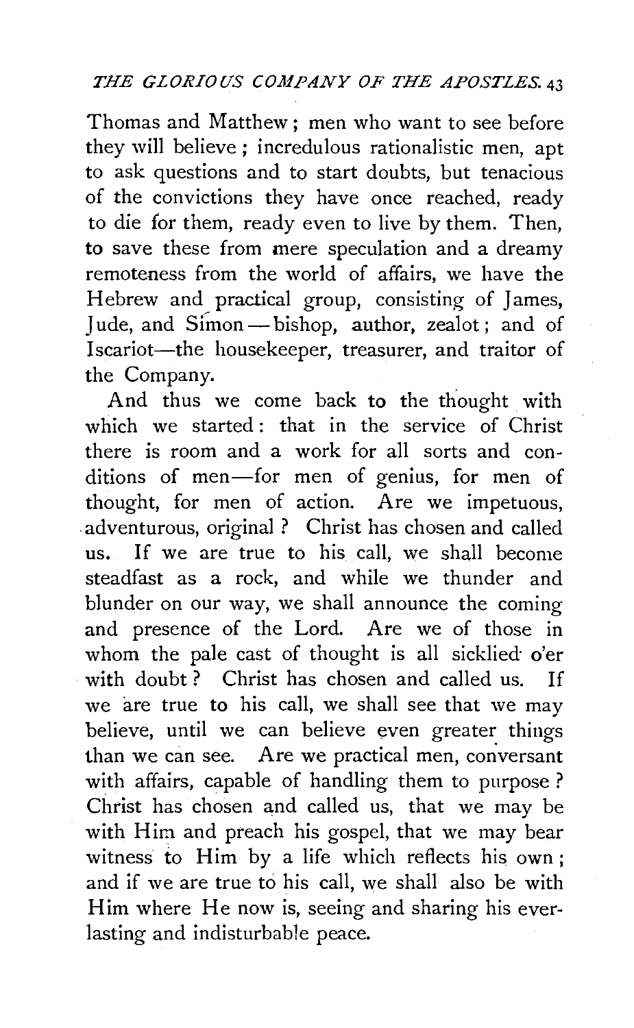Thomas and Matthew; men who want to see before they will believe; incredulous rationalistic men, apt to ask questions and to start doubts, but tenacious of the convictions they have once reached, ready to die for them, ready even to live by them. Then, to save these from mere speculation and a dreamy remoteness from the world of affairs, we have the Hebrew and practical group, consisting of James, Jude, and Simon — bishop, author, zealot; and of Iscariot—the housekeeper, treasurer, and traitor of the Company.

And thus we come back to the thought with which we started: that in the service of Christ there is room and a work for all sorts and conditions of men—for men of genius, for men of thought, for men of action. Are we impetuous, adventurous, original? Christ has chosen and called us. If we are true to his call, we shall become steadfast as a rock, and while we thunder and blunder on our way, we shall announce the coming and presence of the Lord. Are we of those in whom the pale cast of thought is all sicklied o'er with doubt? Christ has chosen and called us. If we are true to his call, we shall see that we may believe, until we can believe even greater things than we can see. Are we practical men, conversant with affairs, capable of handling them to purpose? Christ has chosen and called us, that we may be with Him and preach his gospel, that we may bear witness to Him by a life which reflects his own; and if we are true to his call, we shall also be with Him where He now is, seeing and sharing his everlasting and indisturbable peace.